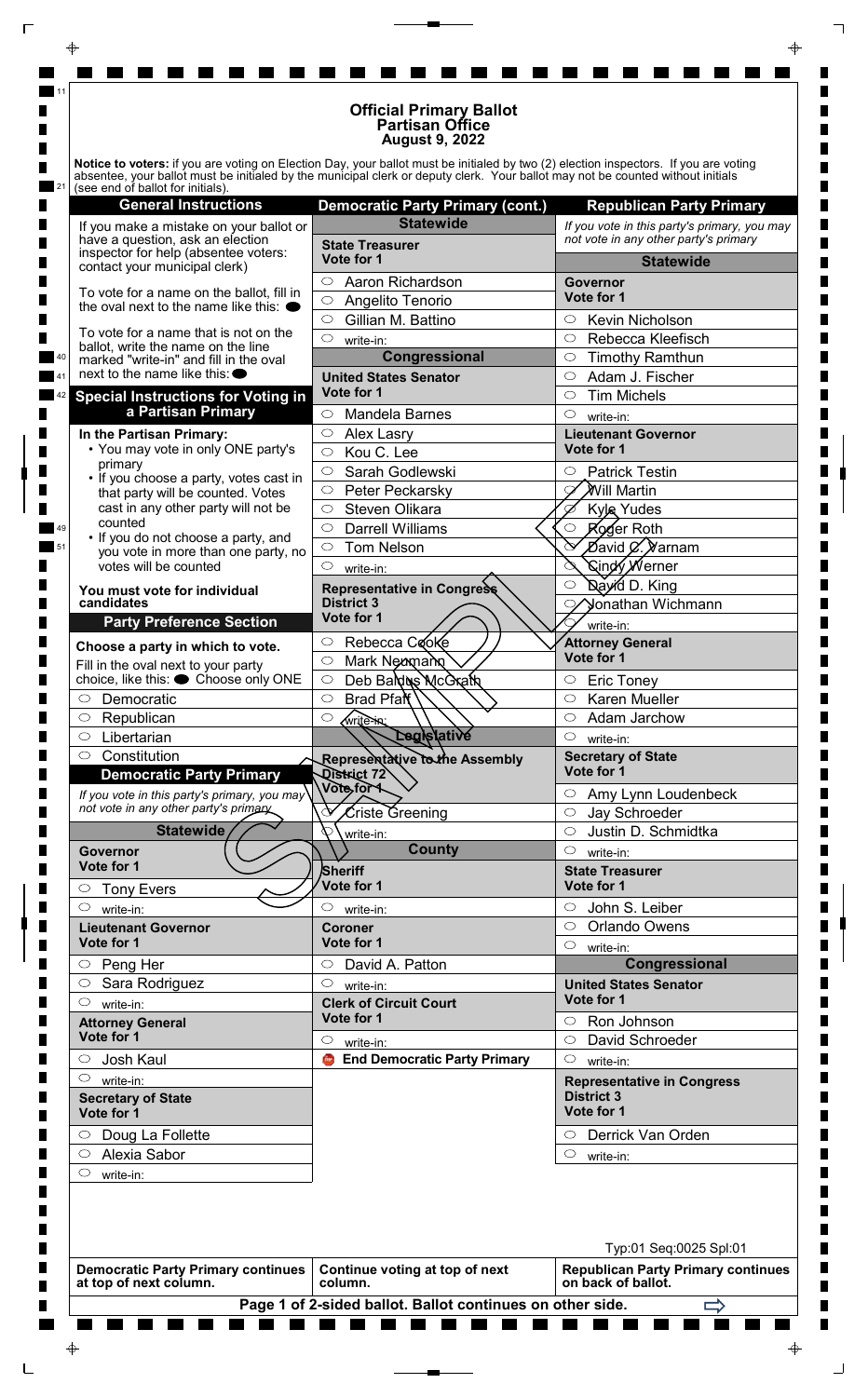# Official Primary Ballot
## Partisan Office
### August 9, 2022

**Notice to voters:** if you are voting on Election Day, your ballot must be initialed by two (2) election inspectors. If you are voting absentee, your ballot must be initialed by the municipal clerk or deputy clerk. Your ballot may not be counted without initials (see end of ballot for initials).

## General Instructions

If you make a mistake on your ballot or have a question, ask an election inspector for help (absentee voters: contact your municipal clerk)

To vote for a name on the ballot, fill in the oval next to the name like this: ●

To vote for a name that is not on the ballot, write the name on the line marked "write-in" and fill in the oval next to the name like this: ●

## Special Instructions for Voting in a Partisan Primary

**In the Partisan Primary:**

- You may vote in only ONE party's primary
- If you choose a party, votes cast in that party will be counted. Votes cast in any other party will not be counted
- If you do not choose a party, and you vote in more than one party, no votes will be counted

**You must vote for individual candidates**

## Party Preference Section

**Choose a party in which to vote.**

Fill in the oval next to your party choice, like this: ● Choose only ONE

- ○ Democratic
- ○ Republican
- ○ Libertarian
- ○ Constitution

## Democratic Party Primary

*If you vote in this party's primary, you may not vote in any other party's primary*

### Statewide

**Governor**
**Vote for 1**

- ○ Tony Evers
- ○ write-in:

**Lieutenant Governor**
**Vote for 1**

- ○ Peng Her
- ○ Sara Rodriguez
- ○ write-in:

**Attorney General**
**Vote for 1**

- ○ Josh Kaul
- ○ write-in:

**Secretary of State**
**Vote for 1**

- ○ Doug La Follette
- ○ Alexia Sabor
- ○ write-in:

**Democratic Party Primary continues at top of next column.**

## Democratic Party Primary (cont.)

### Statewide

**State Treasurer**
**Vote for 1**

- ○ Aaron Richardson
- ○ Angelito Tenorio
- ○ Gillian M. Battino
- ○ write-in:

### Congressional

**United States Senator**
**Vote for 1**

- ○ Mandela Barnes
- ○ Alex Lasry
- ○ Kou C. Lee
- ○ Sarah Godlewski
- ○ Peter Peckarsky
- ○ Steven Olikara
- ○ Darrell Williams
- ○ Tom Nelson
- ○ write-in:

**Representative in Congress**
**District 3**
**Vote for 1**

- ○ Rebecca Cooke
- ○ Mark Neumann
- ○ Deb Baldus McGrath
- ○ Brad Pfaff
- ○ write-in:

### Legislative

**Representative to the Assembly**
**District 72**
**Vote for 1**

- ○ Criste Greening
- ○ write-in:

### County

**Sheriff**
**Vote for 1**

- ○ write-in:

**Coroner**
**Vote for 1**

- ○ David A. Patton
- ○ write-in:

**Clerk of Circuit Court**
**Vote for 1**

- ○ write-in:

**End Democratic Party Primary**

**Continue voting at top of next column.**

## Republican Party Primary

*If you vote in this party's primary, you may not vote in any other party's primary*

### Statewide

**Governor**
**Vote for 1**

- ○ Kevin Nicholson
- ○ Rebecca Kleefisch
- ○ Timothy Ramthun
- ○ Adam J. Fischer
- ○ Tim Michels
- ○ write-in:

**Lieutenant Governor**
**Vote for 1**

- ○ Patrick Testin
- ○ Will Martin
- ○ Kyle Yudes
- ○ Roger Roth
- ○ David C. Varnam
- ○ Cindy Werner
- ○ David D. King
- ○ Jonathan Wichmann
- ○ write-in:

**Attorney General**
**Vote for 1**

- ○ Eric Toney
- ○ Karen Mueller
- ○ Adam Jarchow
- ○ write-in:

**Secretary of State**
**Vote for 1**

- ○ Amy Lynn Loudenbeck
- ○ Jay Schroeder
- ○ Justin D. Schmidtka
- ○ write-in:

**State Treasurer**
**Vote for 1**

- ○ John S. Leiber
- ○ Orlando Owens
- ○ write-in:

### Congressional

**United States Senator**
**Vote for 1**

- ○ Ron Johnson
- ○ David Schroeder
- ○ write-in:

**Representative in Congress**
**District 3**
**Vote for 1**

- ○ Derrick Van Orden
- ○ write-in:

Typ:01 Seq:0025 Spl:01

**Republican Party Primary continues on back of ballot.**

**Page 1 of 2-sided ballot. Ballot continues on other side.** ⇨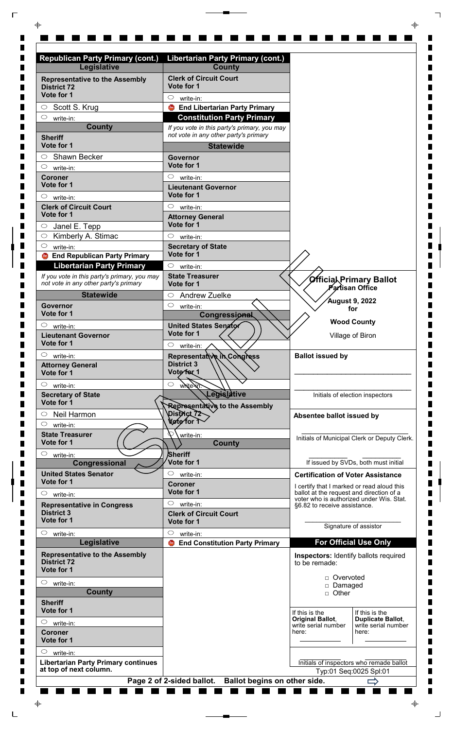## Republican Party Primary (cont.)

### Legislative

**Representative to the Assembly District 72**
**Vote for 1**

- ○ Scott S. Krug
- ○ write-in:

### County

**Sheriff**
**Vote for 1**

- ○ Shawn Becker
- ○ write-in:

**Coroner**
**Vote for 1**

- ○ write-in:

**Clerk of Circuit Court**
**Vote for 1**

- ○ Janel E. Tepp
- ○ Kimberly A. Stimac
- ○ write-in:

**End Republican Party Primary**

## Libertarian Party Primary

*If you vote in this party's primary, you may not vote in any other party's primary*

### Statewide

**Governor**
**Vote for 1**

- ○ write-in:

**Lieutenant Governor**
**Vote for 1**

- ○ write-in:

**Attorney General**
**Vote for 1**

- ○ write-in:

**Secretary of State**
**Vote for 1**

- ○ Neil Harmon
- ○ write-in:

**State Treasurer**
**Vote for 1**

- ○ write-in:

### Congressional

**United States Senator**
**Vote for 1**

- ○ write-in:

**Representative in Congress District 3**
**Vote for 1**

- ○ write-in:

### Legislative

**Representative to the Assembly District 72**
**Vote for 1**

- ○ write-in:

### County

**Sheriff**
**Vote for 1**

- ○ write-in:

**Coroner**
**Vote for 1**

- ○ write-in:

**Libertarian Party Primary continues at top of next column.**

## Libertarian Party Primary (cont.)

### County

**Clerk of Circuit Court**
**Vote for 1**

- ○ write-in:

**End Libertarian Party Primary**

## Constitution Party Primary

*If you vote in this party's primary, you may not vote in any other party's primary*

### Statewide

**Governor**
**Vote for 1**

- ○ write-in:

**Lieutenant Governor**
**Vote for 1**

- ○ write-in:

**Attorney General**
**Vote for 1**

- ○ write-in:

**Secretary of State**
**Vote for 1**

- ○ write-in:

**State Treasurer**
**Vote for 1**

- ○ Andrew Zuelke
- ○ write-in:

### Congressional

**United States Senator**
**Vote for 1**

- ○ write-in:

**Representative in Congress District 3**
**Vote for 1**

- ○ write-in:

### Legislative

**Representative to the Assembly District 72**
**Vote for 1**

- ○ write-in:

### County

**Sheriff**
**Vote for 1**

- ○ write-in:

**Coroner**
**Vote for 1**

- ○ write-in:

**Clerk of Circuit Court**
**Vote for 1**

- ○ write-in:

**End Constitution Party Primary**

SAMPLE

**Official Primary Ballot**
**Partisan Office**

**August 9, 2022**
**for**

**Wood County**

Village of Biron

**Ballot issued by**

\_\_\_\_\_\_\_\_\_\_\_\_\_\_\_\_\_\_\_\_\_\_\_\_\_\_\_\_

\_\_\_\_\_\_\_\_\_\_\_\_\_\_\_\_\_\_\_\_\_\_\_\_\_\_\_\_

Initials of election inspectors

**Absentee ballot issued by**

\_\_\_\_\_\_\_\_\_\_\_\_\_\_\_\_\_\_\_\_\_\_\_\_\_\_\_\_

Initials of Municipal Clerk or Deputy Clerk.

\_\_\_\_\_\_\_\_\_\_ \_\_\_\_\_\_\_\_\_\_

If issued by SVDs, both must initial

**Certification of Voter Assistance**

I certify that I marked or read aloud this ballot at the request and direction of a voter who is authorized under Wis. Stat. §6.82 to receive assistance.

\_\_\_\_\_\_\_\_\_\_\_\_\_\_\_\_\_\_\_\_\_\_\_\_\_\_\_\_

Signature of assistor

**For Official Use Only**

**Inspectors:** Identify ballots required to be remade:

- □ Overvoted
- □ Damaged
- □ Other

| If this is the **Original Ballot**, write serial number here: | If this is the **Duplicate Ballot**, write serial number here: |
|---|---|
| \_\_\_\_\_\_\_\_\_\_ | \_\_\_\_\_\_\_\_\_\_ |

\_\_\_\_\_\_\_\_\_\_ \_\_\_\_\_\_\_\_\_\_

Initials of inspectors who remade ballot

Typ:01 Seq:0025 Spl:01

**Page 2 of 2-sided ballot. Ballot begins on other side.** ⇨